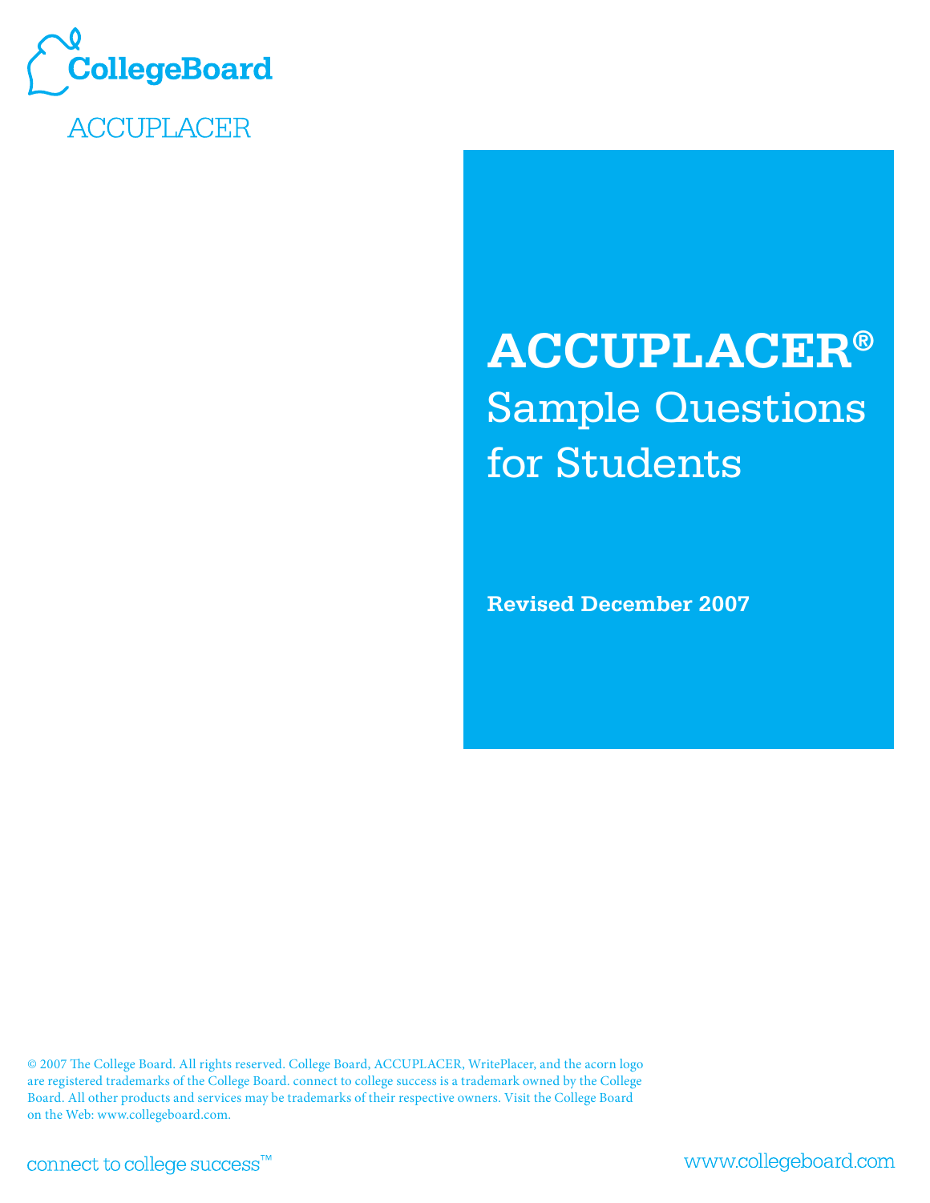CollegeBoard

ACCUPLACER

# ACCUPLACER®

## Sample Questions for Students

**Revised December 2007**

© 2007 The College Board. All rights reserved. College Board, ACCUPLACER, WritePlacer, and the acorn logo are registered trademarks of the College Board. connect to college success is a trademark owned by the College Board. All other products and services may be trademarks of their respective owners. Visit the College Board on the Web: www.collegeboard.com.

connect to college success™

www.collegeboard.com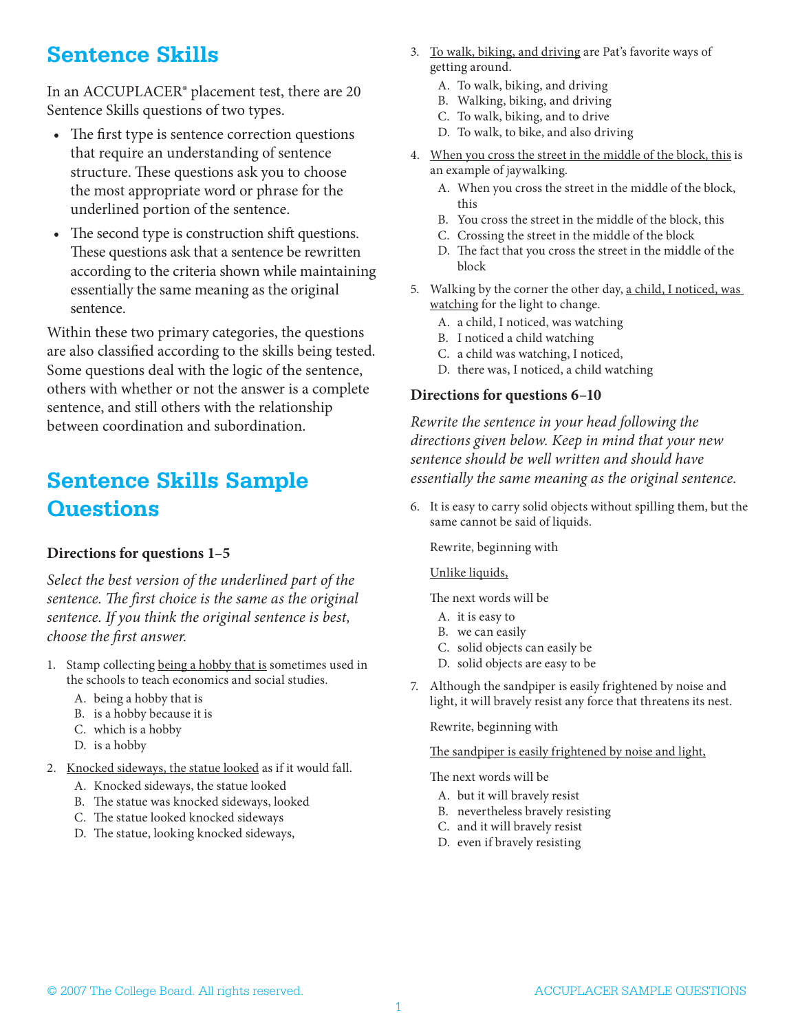# Sentence Skills

In an ACCUPLACER® placement test, there are 20 Sentence Skills questions of two types.

- The first type is sentence correction questions that require an understanding of sentence structure. These questions ask you to choose the most appropriate word or phrase for the underlined portion of the sentence.
- The second type is construction shift questions. These questions ask that a sentence be rewritten according to the criteria shown while maintaining essentially the same meaning as the original sentence.

Within these two primary categories, the questions are also classified according to the skills being tested. Some questions deal with the logic of the sentence, others with whether or not the answer is a complete sentence, and still others with the relationship between coordination and subordination.

# Sentence Skills Sample Questions

### Directions for questions 1–5

*Select the best version of the underlined part of the sentence. The first choice is the same as the original sentence. If you think the original sentence is best, choose the first answer.*

1. Stamp collecting <u>being a hobby that is</u> sometimes used in the schools to teach economics and social studies.
   - A. being a hobby that is
   - B. is a hobby because it is
   - C. which is a hobby
   - D. is a hobby

2. <u>Knocked sideways, the statue looked</u> as if it would fall.
   - A. Knocked sideways, the statue looked
   - B. The statue was knocked sideways, looked
   - C. The statue looked knocked sideways
   - D. The statue, looking knocked sideways,

3. <u>To walk, biking, and driving</u> are Pat's favorite ways of getting around.
   - A. To walk, biking, and driving
   - B. Walking, biking, and driving
   - C. To walk, biking, and to drive
   - D. To walk, to bike, and also driving

4. <u>When you cross the street in the middle of the block, this</u> is an example of jaywalking.
   - A. When you cross the street in the middle of the block, this
   - B. You cross the street in the middle of the block, this
   - C. Crossing the street in the middle of the block
   - D. The fact that you cross the street in the middle of the block

5. Walking by the corner the other day, <u>a child, I noticed, was watching</u> for the light to change.
   - A. a child, I noticed, was watching
   - B. I noticed a child watching
   - C. a child was watching, I noticed,
   - D. there was, I noticed, a child watching

### Directions for questions 6–10

*Rewrite the sentence in your head following the directions given below. Keep in mind that your new sentence should be well written and should have essentially the same meaning as the original sentence.*

6. It is easy to carry solid objects without spilling them, but the same cannot be said of liquids.

   Rewrite, beginning with

   <u>Unlike liquids,</u>

   The next words will be
   - A. it is easy to
   - B. we can easily
   - C. solid objects can easily be
   - D. solid objects are easy to be

7. Although the sandpiper is easily frightened by noise and light, it will bravely resist any force that threatens its nest.

   Rewrite, beginning with

   <u>The sandpiper is easily frightened by noise and light,</u>

   The next words will be
   - A. but it will bravely resist
   - B. nevertheless bravely resisting
   - C. and it will bravely resist
   - D. even if bravely resisting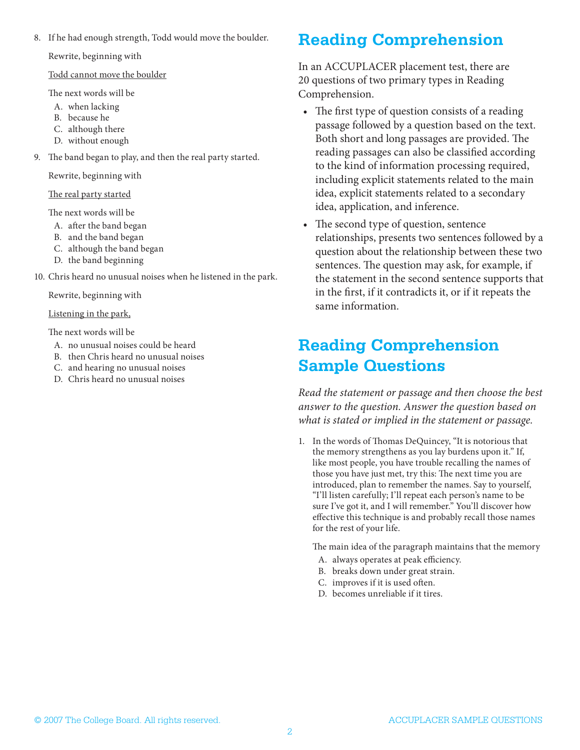8. If he had enough strength, Todd would move the boulder.

   Rewrite, beginning with

   Todd cannot move the boulder

   The next words will be

   A. when lacking
   B. because he
   C. although there
   D. without enough

9. The band began to play, and then the real party started.

   Rewrite, beginning with

   The real party started

   The next words will be

   A. after the band began
   B. and the band began
   C. although the band began
   D. the band beginning

10. Chris heard no unusual noises when he listened in the park.

    Rewrite, beginning with

    Listening in the park,

    The next words will be

    A. no unusual noises could be heard
    B. then Chris heard no unusual noises
    C. and hearing no unusual noises
    D. Chris heard no unusual noises

# Reading Comprehension

In an ACCUPLACER placement test, there are 20 questions of two primary types in Reading Comprehension.

- The first type of question consists of a reading passage followed by a question based on the text. Both short and long passages are provided. The reading passages can also be classified according to the kind of information processing required, including explicit statements related to the main idea, explicit statements related to a secondary idea, application, and inference.
- The second type of question, sentence relationships, presents two sentences followed by a question about the relationship between these two sentences. The question may ask, for example, if the statement in the second sentence supports that in the first, if it contradicts it, or if it repeats the same information.

# Reading Comprehension Sample Questions

*Read the statement or passage and then choose the best answer to the question. Answer the question based on what is stated or implied in the statement or passage.*

1. In the words of Thomas DeQuincey, "It is notorious that the memory strengthens as you lay burdens upon it." If, like most people, you have trouble recalling the names of those you have just met, try this: The next time you are introduced, plan to remember the names. Say to yourself, "I'll listen carefully; I'll repeat each person's name to be sure I've got it, and I will remember." You'll discover how effective this technique is and probably recall those names for the rest of your life.

   The main idea of the paragraph maintains that the memory

   A. always operates at peak efficiency.
   B. breaks down under great strain.
   C. improves if it is used often.
   D. becomes unreliable if it tires.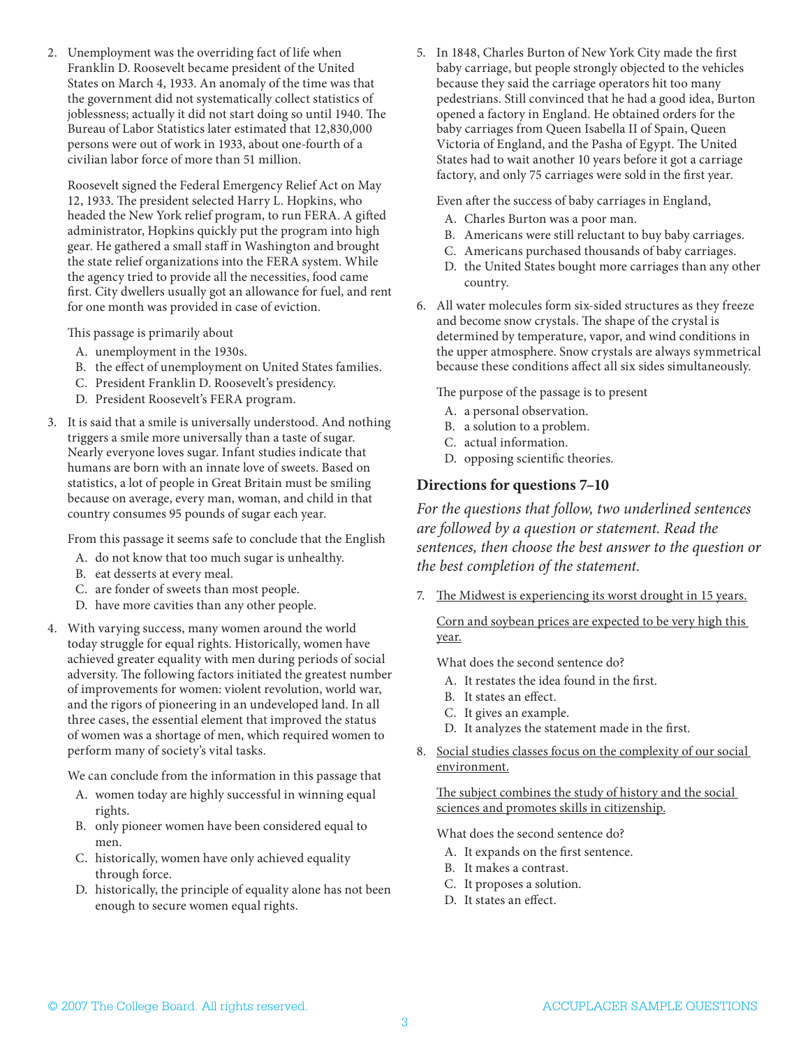2. Unemployment was the overriding fact of life when Franklin D. Roosevelt became president of the United States on March 4, 1933. An anomaly of the time was that the government did not systematically collect statistics of joblessness; actually it did not start doing so until 1940. The Bureau of Labor Statistics later estimated that 12,830,000 persons were out of work in 1933, about one-fourth of a civilian labor force of more than 51 million.

   Roosevelt signed the Federal Emergency Relief Act on May 12, 1933. The president selected Harry L. Hopkins, who headed the New York relief program, to run FERA. A gifted administrator, Hopkins quickly put the program into high gear. He gathered a small staff in Washington and brought the state relief organizations into the FERA system. While the agency tried to provide all the necessities, food came first. City dwellers usually got an allowance for fuel, and rent for one month was provided in case of eviction.

   This passage is primarily about

   A. unemployment in the 1930s.
   B. the effect of unemployment on United States families.
   C. President Franklin D. Roosevelt's presidency.
   D. President Roosevelt's FERA program.

3. It is said that a smile is universally understood. And nothing triggers a smile more universally than a taste of sugar. Nearly everyone loves sugar. Infant studies indicate that humans are born with an innate love of sweets. Based on statistics, a lot of people in Great Britain must be smiling because on average, every man, woman, and child in that country consumes 95 pounds of sugar each year.

   From this passage it seems safe to conclude that the English

   A. do not know that too much sugar is unhealthy.
   B. eat desserts at every meal.
   C. are fonder of sweets than most people.
   D. have more cavities than any other people.

4. With varying success, many women around the world today struggle for equal rights. Historically, women have achieved greater equality with men during periods of social adversity. The following factors initiated the greatest number of improvements for women: violent revolution, world war, and the rigors of pioneering in an undeveloped land. In all three cases, the essential element that improved the status of women was a shortage of men, which required women to perform many of society's vital tasks.

   We can conclude from the information in this passage that

   A. women today are highly successful in winning equal rights.
   B. only pioneer women have been considered equal to men.
   C. historically, women have only achieved equality through force.
   D. historically, the principle of equality alone has not been enough to secure women equal rights.

5. In 1848, Charles Burton of New York City made the first baby carriage, but people strongly objected to the vehicles because they said the carriage operators hit too many pedestrians. Still convinced that he had a good idea, Burton opened a factory in England. He obtained orders for the baby carriages from Queen Isabella II of Spain, Queen Victoria of England, and the Pasha of Egypt. The United States had to wait another 10 years before it got a carriage factory, and only 75 carriages were sold in the first year.

   Even after the success of baby carriages in England,

   A. Charles Burton was a poor man.
   B. Americans were still reluctant to buy baby carriages.
   C. Americans purchased thousands of baby carriages.
   D. the United States bought more carriages than any other country.

6. All water molecules form six-sided structures as they freeze and become snow crystals. The shape of the crystal is determined by temperature, vapor, and wind conditions in the upper atmosphere. Snow crystals are always symmetrical because these conditions affect all six sides simultaneously.

   The purpose of the passage is to present

   A. a personal observation.
   B. a solution to a problem.
   C. actual information.
   D. opposing scientific theories.

### Directions for questions 7–10

*For the questions that follow, two underlined sentences are followed by a question or statement. Read the sentences, then choose the best answer to the question or the best completion of the statement.*

7. <u>The Midwest is experiencing its worst drought in 15 years.</u>

   <u>Corn and soybean prices are expected to be very high this year.</u>

   What does the second sentence do?

   A. It restates the idea found in the first.
   B. It states an effect.
   C. It gives an example.
   D. It analyzes the statement made in the first.

8. <u>Social studies classes focus on the complexity of our social environment.</u>

   <u>The subject combines the study of history and the social sciences and promotes skills in citizenship.</u>

   What does the second sentence do?

   A. It expands on the first sentence.
   B. It makes a contrast.
   C. It proposes a solution.
   D. It states an effect.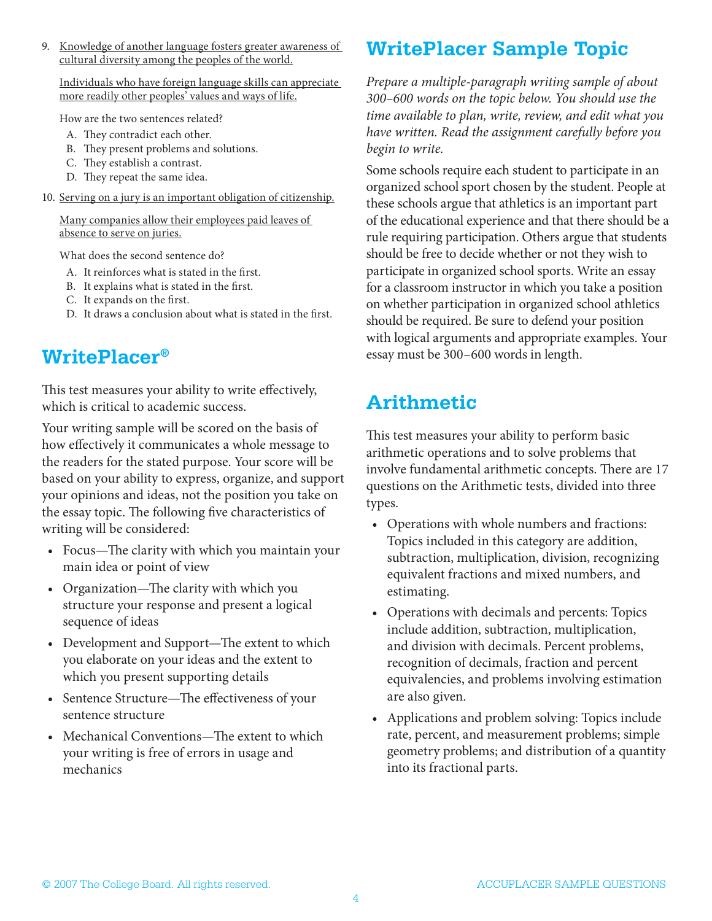9. Knowledge of another language fosters greater awareness of cultural diversity among the peoples of the world.

   Individuals who have foreign language skills can appreciate more readily other peoples' values and ways of life.

   How are the two sentences related?

   A. They contradict each other.
   B. They present problems and solutions.
   C. They establish a contrast.
   D. They repeat the same idea.

10. Serving on a jury is an important obligation of citizenship.

    Many companies allow their employees paid leaves of absence to serve on juries.

    What does the second sentence do?

    A. It reinforces what is stated in the first.
    B. It explains what is stated in the first.
    C. It expands on the first.
    D. It draws a conclusion about what is stated in the first.

## WritePlacer®

This test measures your ability to write effectively, which is critical to academic success.

Your writing sample will be scored on the basis of how effectively it communicates a whole message to the readers for the stated purpose. Your score will be based on your ability to express, organize, and support your opinions and ideas, not the position you take on the essay topic. The following five characteristics of writing will be considered:

- Focus—The clarity with which you maintain your main idea or point of view
- Organization—The clarity with which you structure your response and present a logical sequence of ideas
- Development and Support—The extent to which you elaborate on your ideas and the extent to which you present supporting details
- Sentence Structure—The effectiveness of your sentence structure
- Mechanical Conventions—The extent to which your writing is free of errors in usage and mechanics

## WritePlacer Sample Topic

*Prepare a multiple-paragraph writing sample of about 300–600 words on the topic below. You should use the time available to plan, write, review, and edit what you have written. Read the assignment carefully before you begin to write.*

Some schools require each student to participate in an organized school sport chosen by the student. People at these schools argue that athletics is an important part of the educational experience and that there should be a rule requiring participation. Others argue that students should be free to decide whether or not they wish to participate in organized school sports. Write an essay for a classroom instructor in which you take a position on whether participation in organized school athletics should be required. Be sure to defend your position with logical arguments and appropriate examples. Your essay must be 300–600 words in length.

## Arithmetic

This test measures your ability to perform basic arithmetic operations and to solve problems that involve fundamental arithmetic concepts. There are 17 questions on the Arithmetic tests, divided into three types.

- Operations with whole numbers and fractions: Topics included in this category are addition, subtraction, multiplication, division, recognizing equivalent fractions and mixed numbers, and estimating.
- Operations with decimals and percents: Topics include addition, subtraction, multiplication, and division with decimals. Percent problems, recognition of decimals, fraction and percent equivalencies, and problems involving estimation are also given.
- Applications and problem solving: Topics include rate, percent, and measurement problems; simple geometry problems; and distribution of a quantity into its fractional parts.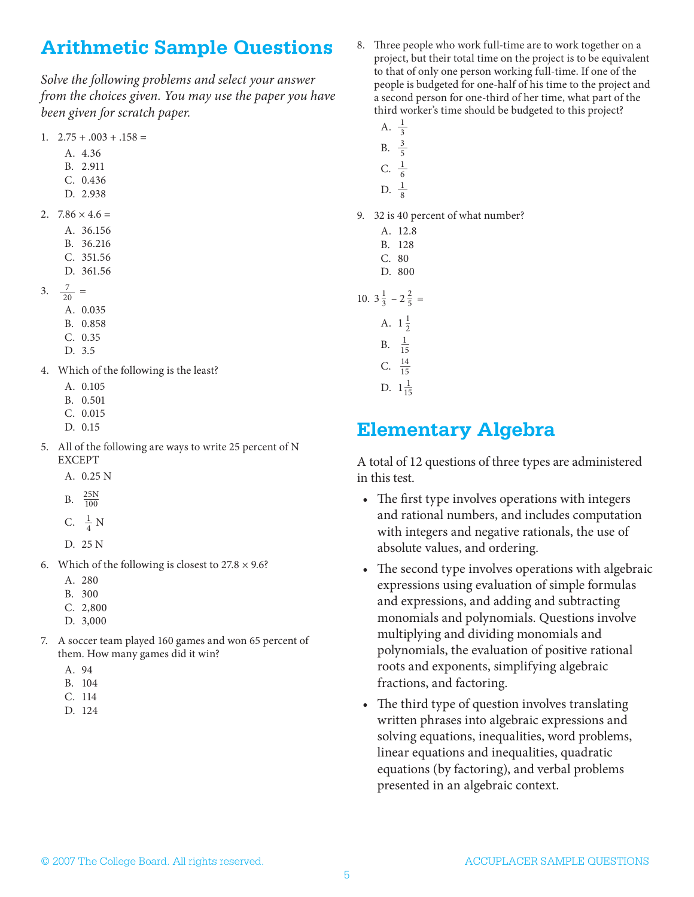## Arithmetic Sample Questions

*Solve the following problems and select your answer from the choices given. You may use the paper you have been given for scratch paper.*

1. 2.75 + .003 + .158 =
   - A. 4.36
   - B. 2.911
   - C. 0.436
   - D. 2.938

2. $7.86 \times 4.6 =$
   - A. 36.156
   - B. 36.216
   - C. 351.56
   - D. 361.56

3. $\frac{7}{20} =$
   - A. 0.035
   - B. 0.858
   - C. 0.35
   - D. 3.5

4. Which of the following is the least?
   - A. 0.105
   - B. 0.501
   - C. 0.015
   - D. 0.15

5. All of the following are ways to write 25 percent of N EXCEPT
   - A. 0.25 N
   - B. $\frac{25N}{100}$
   - C. $\frac{1}{4}$ N
   - D. 25 N

6. Which of the following is closest to $27.8 \times 9.6$?
   - A. 280
   - B. 300
   - C. 2,800
   - D. 3,000

7. A soccer team played 160 games and won 65 percent of them. How many games did it win?
   - A. 94
   - B. 104
   - C. 114
   - D. 124

8. Three people who work full-time are to work together on a project, but their total time on the project is to be equivalent to that of only one person working full-time. If one of the people is budgeted for one-half of his time to the project and a second person for one-third of her time, what part of the third worker's time should be budgeted to this project?
   - A. $\frac{1}{3}$
   - B. $\frac{3}{5}$
   - C. $\frac{1}{6}$
   - D. $\frac{1}{8}$

9. 32 is 40 percent of what number?
   - A. 12.8
   - B. 128
   - C. 80
   - D. 800

10. $3\frac{1}{3} - 2\frac{2}{5} =$
    - A. $1\frac{1}{2}$
    - B. $\frac{1}{15}$
    - C. $\frac{14}{15}$
    - D. $1\frac{1}{15}$

## Elementary Algebra

A total of 12 questions of three types are administered in this test.

- The first type involves operations with integers and rational numbers, and includes computation with integers and negative rationals, the use of absolute values, and ordering.
- The second type involves operations with algebraic expressions using evaluation of simple formulas and expressions, and adding and subtracting monomials and polynomials. Questions involve multiplying and dividing monomials and polynomials, the evaluation of positive rational roots and exponents, simplifying algebraic fractions, and factoring.
- The third type of question involves translating written phrases into algebraic expressions and solving equations, inequalities, word problems, linear equations and inequalities, quadratic equations (by factoring), and verbal problems presented in an algebraic context.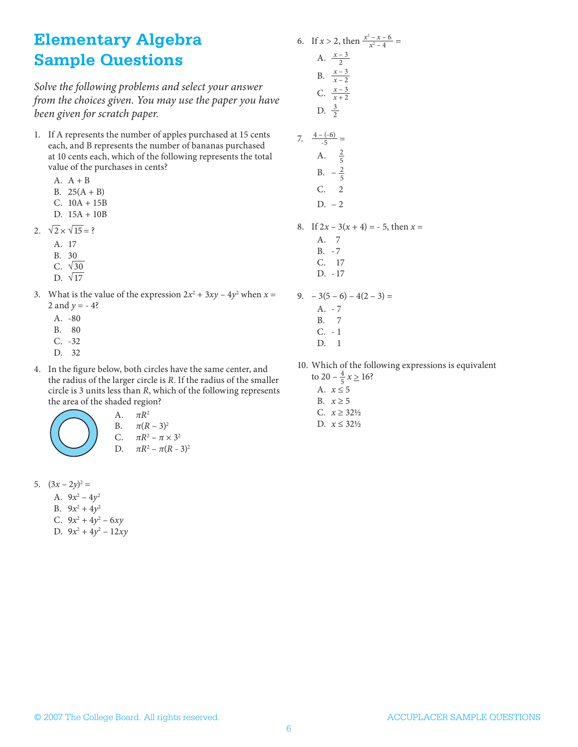# Elementary Algebra Sample Questions

*Solve the following problems and select your answer from the choices given. You may use the paper you have been given for scratch paper.*

1. If A represents the number of apples purchased at 15 cents each, and B represents the number of bananas purchased at 10 cents each, which of the following represents the total value of the purchases in cents?

   A. A + B  
   B. 25(A + B)  
   C. 10A + 15B  
   D. 15A + 10B

2. $\sqrt{2} \times \sqrt{15} =$ ?

   A. 17  
   B. 30  
   C. $\sqrt{30}$  
   D. $\sqrt{17}$

3. What is the value of the expression $2x^2 + 3xy - 4y^2$ when $x = 2$ and $y = -4$?

   A. -80  
   B. 80  
   C. -32  
   D. 32

4. In the figure below, both circles have the same center, and the radius of the larger circle is $R$. If the radius of the smaller circle is 3 units less than $R$, which of the following represents the area of the shaded region?

   A. $\pi R^2$  
   B. $\pi(R - 3)^2$  
   C. $\pi R^2 - \pi \times 3^2$  
   D. $\pi R^2 - \pi(R - 3)^2$

5. $(3x - 2y)^2 =$

   A. $9x^2 - 4y^2$  
   B. $9x^2 + 4y^2$  
   C. $9x^2 + 4y^2 - 6xy$  
   D. $9x^2 + 4y^2 - 12xy$

6. If $x > 2$, then $\frac{x^2 - x - 6}{x^2 - 4} =$

   A. $\frac{x - 3}{2}$  
   B. $\frac{x - 3}{x - 2}$  
   C. $\frac{x - 3}{x + 2}$  
   D. $\frac{3}{2}$

7. $\frac{4 - (-6)}{-5} =$

   A. $\frac{2}{5}$  
   B. $-\frac{2}{5}$  
   C. 2  
   D. $-2$

8. If $2x - 3(x + 4) = -5$, then $x =$

   A. 7  
   B. -7  
   C. 17  
   D. -17

9. $-3(5 - 6) - 4(2 - 3) =$

   A. -7  
   B. 7  
   C. -1  
   D. 1

10. Which of the following expressions is equivalent to $20 - \frac{4}{5}x \geq 16$?

    A. $x \leq 5$  
    B. $x \geq 5$  
    C. $x \geq 32\frac{1}{2}$  
    D. $x \leq 32\frac{1}{2}$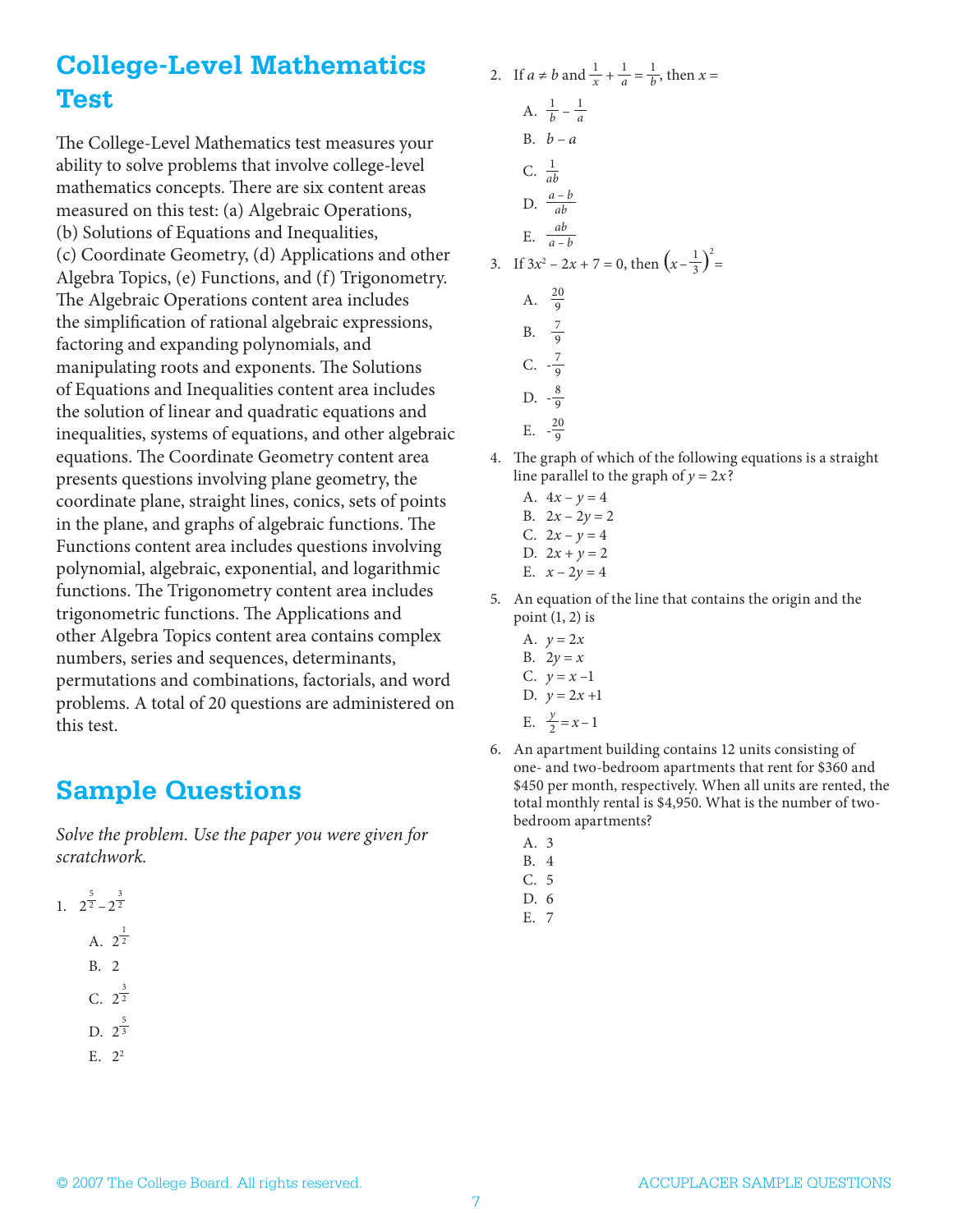## College-Level Mathematics Test

The College-Level Mathematics test measures your ability to solve problems that involve college-level mathematics concepts. There are six content areas measured on this test: (a) Algebraic Operations, (b) Solutions of Equations and Inequalities, (c) Coordinate Geometry, (d) Applications and other Algebra Topics, (e) Functions, and (f) Trigonometry. The Algebraic Operations content area includes the simplification of rational algebraic expressions, factoring and expanding polynomials, and manipulating roots and exponents. The Solutions of Equations and Inequalities content area includes the solution of linear and quadratic equations and inequalities, systems of equations, and other algebraic equations. The Coordinate Geometry content area presents questions involving plane geometry, the coordinate plane, straight lines, conics, sets of points in the plane, and graphs of algebraic functions. The Functions content area includes questions involving polynomial, algebraic, exponential, and logarithmic functions. The Trigonometry content area includes trigonometric functions. The Applications and other Algebra Topics content area contains complex numbers, series and sequences, determinants, permutations and combinations, factorials, and word problems. A total of 20 questions are administered on this test.

## Sample Questions

*Solve the problem. Use the paper you were given for scratchwork.*

1. $2^{\frac{5}{2}} - 2^{\frac{3}{2}}$

   A. $2^{\frac{1}{2}}$
   B. $2$
   C. $2^{\frac{3}{2}}$
   D. $2^{\frac{5}{3}}$
   E. $2^2$

2. If $a \neq b$ and $\frac{1}{x} + \frac{1}{a} = \frac{1}{b}$, then $x =$

   A. $\frac{1}{b} - \frac{1}{a}$
   B. $b - a$
   C. $\frac{1}{ab}$
   D. $\frac{a-b}{ab}$
   E. $\frac{ab}{a-b}$

3. If $3x^2 - 2x + 7 = 0$, then $\left(x - \frac{1}{3}\right)^2 =$

   A. $\frac{20}{9}$
   B. $\frac{7}{9}$
   C. $-\frac{7}{9}$
   D. $-\frac{8}{9}$
   E. $-\frac{20}{9}$

4. The graph of which of the following equations is a straight line parallel to the graph of $y = 2x$?

   A. $4x - y = 4$
   B. $2x - 2y = 2$
   C. $2x - y = 4$
   D. $2x + y = 2$
   E. $x - 2y = 4$

5. An equation of the line that contains the origin and the point (1, 2) is

   A. $y = 2x$
   B. $2y = x$
   C. $y = x - 1$
   D. $y = 2x + 1$
   E. $\frac{y}{2} = x - 1$

6. An apartment building contains 12 units consisting of one- and two-bedroom apartments that rent for \$360 and \$450 per month, respectively. When all units are rented, the total monthly rental is \$4,950. What is the number of two-bedroom apartments?

   A. 3
   B. 4
   C. 5
   D. 6
   E. 7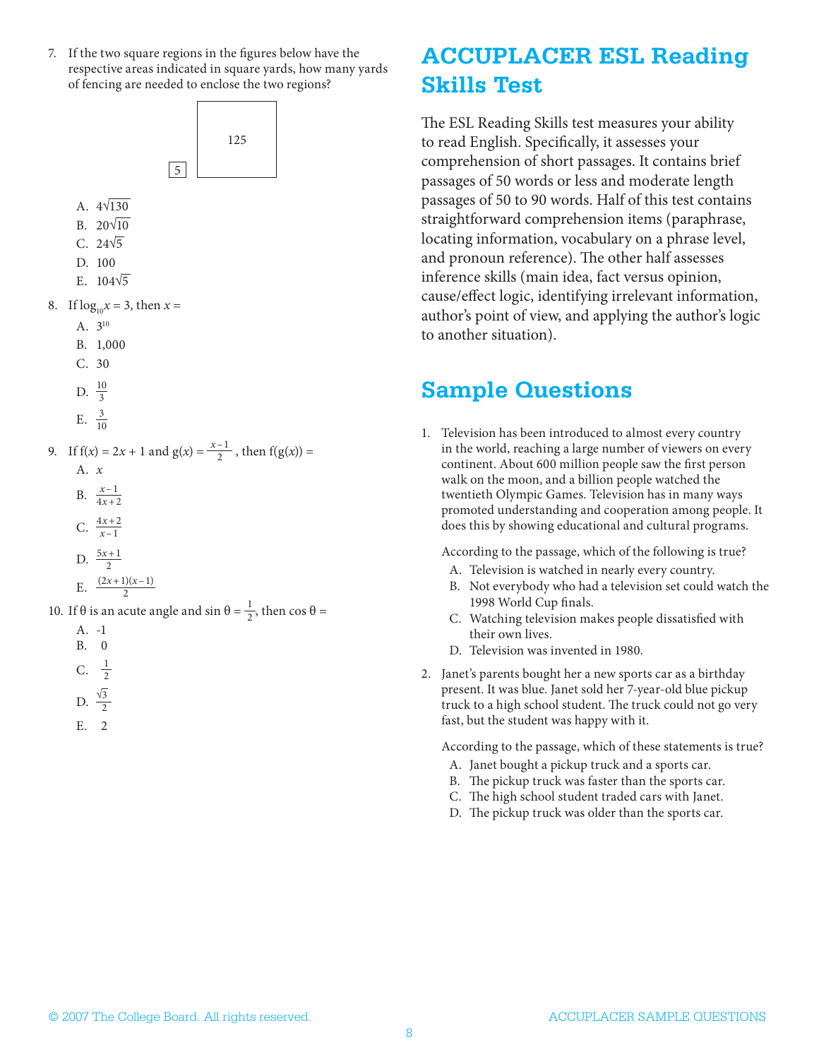7. If the two square regions in the figures below have the respective areas indicated in square yards, how many yards of fencing are needed to enclose the two regions?

125

5

A. $4\sqrt{130}$
B. $20\sqrt{10}$
C. $24\sqrt{5}$
D. 100
E. $104\sqrt{5}$

8. If $\log_{10}x = 3$, then $x =$
A. $3^{10}$
B. 1,000
C. 30
D. $\frac{10}{3}$
E. $\frac{3}{10}$

9. If $f(x) = 2x + 1$ and $g(x) = \frac{x-1}{2}$, then $f(g(x)) =$
A. $x$
B. $\frac{x-1}{4x+2}$
C. $\frac{4x+2}{x-1}$
D. $\frac{5x+1}{2}$
E. $\frac{(2x+1)(x-1)}{2}$

10. If $\theta$ is an acute angle and $\sin\theta = \frac{1}{2}$, then $\cos\theta =$
A. -1
B. 0
C. $\frac{1}{2}$
D. $\frac{\sqrt{3}}{2}$
E. 2

# ACCUPLACER ESL Reading Skills Test

The ESL Reading Skills test measures your ability to read English. Specifically, it assesses your comprehension of short passages. It contains brief passages of 50 words or less and moderate length passages of 50 to 90 words. Half of this test contains straightforward comprehension items (paraphrase, locating information, vocabulary on a phrase level, and pronoun reference). The other half assesses inference skills (main idea, fact versus opinion, cause/effect logic, identifying irrelevant information, author's point of view, and applying the author's logic to another situation).

## Sample Questions

1. Television has been introduced to almost every country in the world, reaching a large number of viewers on every continent. About 600 million people saw the first person walk on the moon, and a billion people watched the twentieth Olympic Games. Television has in many ways promoted understanding and cooperation among people. It does this by showing educational and cultural programs.

   According to the passage, which of the following is true?
   A. Television is watched in nearly every country.
   B. Not everybody who had a television set could watch the 1998 World Cup finals.
   C. Watching television makes people dissatisfied with their own lives.
   D. Television was invented in 1980.

2. Janet's parents bought her a new sports car as a birthday present. It was blue. Janet sold her 7-year-old blue pickup truck to a high school student. The truck could not go very fast, but the student was happy with it.

   According to the passage, which of these statements is true?
   A. Janet bought a pickup truck and a sports car.
   B. The pickup truck was faster than the sports car.
   C. The high school student traded cars with Janet.
   D. The pickup truck was older than the sports car.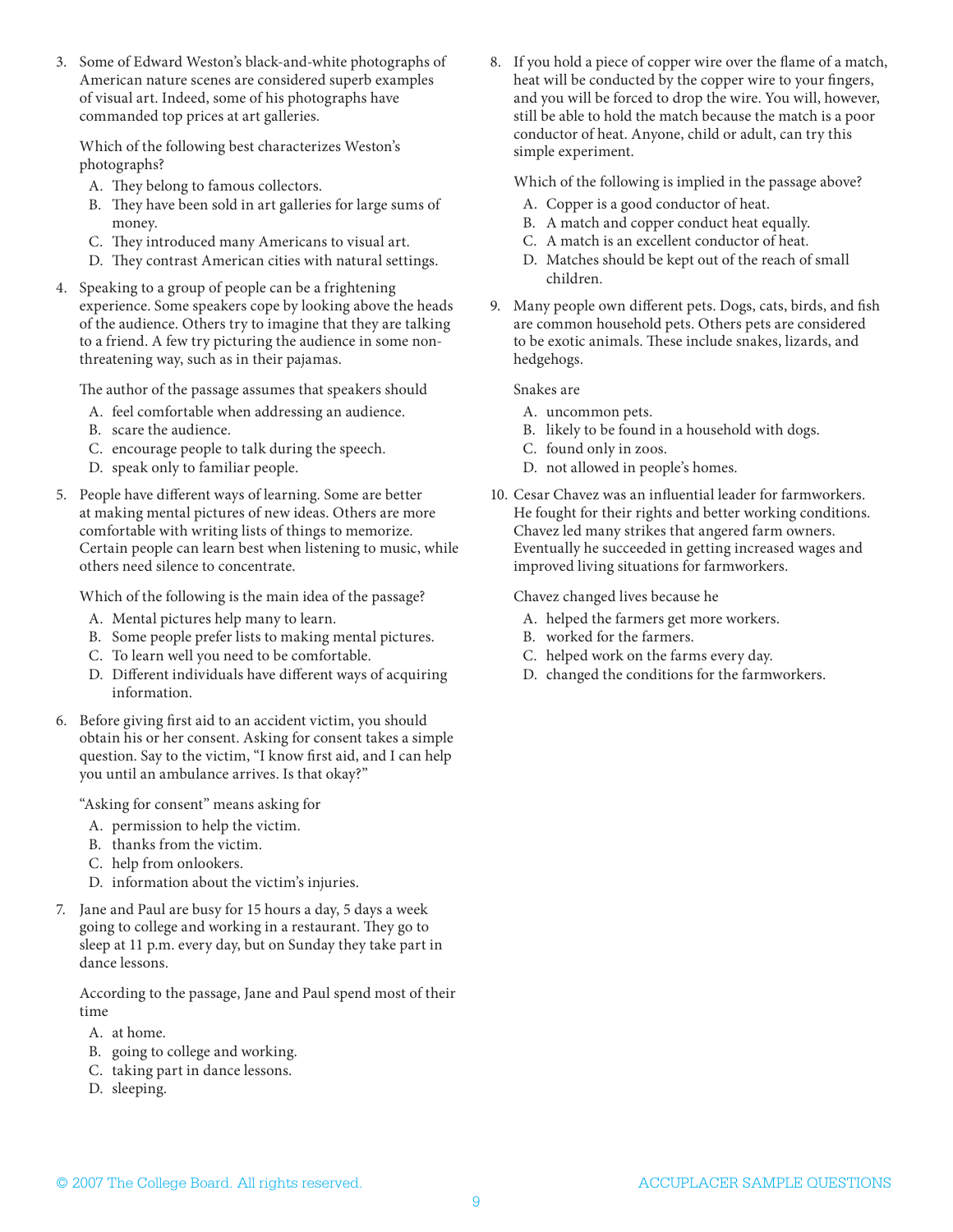3. Some of Edward Weston's black-and-white photographs of American nature scenes are considered superb examples of visual art. Indeed, some of his photographs have commanded top prices at art galleries.

   Which of the following best characterizes Weston's photographs?

   A. They belong to famous collectors.
   B. They have been sold in art galleries for large sums of money.
   C. They introduced many Americans to visual art.
   D. They contrast American cities with natural settings.

4. Speaking to a group of people can be a frightening experience. Some speakers cope by looking above the heads of the audience. Others try to imagine that they are talking to a friend. A few try picturing the audience in some non-threatening way, such as in their pajamas.

   The author of the passage assumes that speakers should

   A. feel comfortable when addressing an audience.
   B. scare the audience.
   C. encourage people to talk during the speech.
   D. speak only to familiar people.

5. People have different ways of learning. Some are better at making mental pictures of new ideas. Others are more comfortable with writing lists of things to memorize. Certain people can learn best when listening to music, while others need silence to concentrate.

   Which of the following is the main idea of the passage?

   A. Mental pictures help many to learn.
   B. Some people prefer lists to making mental pictures.
   C. To learn well you need to be comfortable.
   D. Different individuals have different ways of acquiring information.

6. Before giving first aid to an accident victim, you should obtain his or her consent. Asking for consent takes a simple question. Say to the victim, "I know first aid, and I can help you until an ambulance arrives. Is that okay?"

   "Asking for consent" means asking for

   A. permission to help the victim.
   B. thanks from the victim.
   C. help from onlookers.
   D. information about the victim's injuries.

7. Jane and Paul are busy for 15 hours a day, 5 days a week going to college and working in a restaurant. They go to sleep at 11 p.m. every day, but on Sunday they take part in dance lessons.

   According to the passage, Jane and Paul spend most of their time

   A. at home.
   B. going to college and working.
   C. taking part in dance lessons.
   D. sleeping.

8. If you hold a piece of copper wire over the flame of a match, heat will be conducted by the copper wire to your fingers, and you will be forced to drop the wire. You will, however, still be able to hold the match because the match is a poor conductor of heat. Anyone, child or adult, can try this simple experiment.

   Which of the following is implied in the passage above?

   A. Copper is a good conductor of heat.
   B. A match and copper conduct heat equally.
   C. A match is an excellent conductor of heat.
   D. Matches should be kept out of the reach of small children.

9. Many people own different pets. Dogs, cats, birds, and fish are common household pets. Others pets are considered to be exotic animals. These include snakes, lizards, and hedgehogs.

   Snakes are

   A. uncommon pets.
   B. likely to be found in a household with dogs.
   C. found only in zoos.
   D. not allowed in people's homes.

10. Cesar Chavez was an influential leader for farmworkers. He fought for their rights and better working conditions. Chavez led many strikes that angered farm owners. Eventually he succeeded in getting increased wages and improved living situations for farmworkers.

    Chavez changed lives because he

    A. helped the farmers get more workers.
    B. worked for the farmers.
    C. helped work on the farms every day.
    D. changed the conditions for the farmworkers.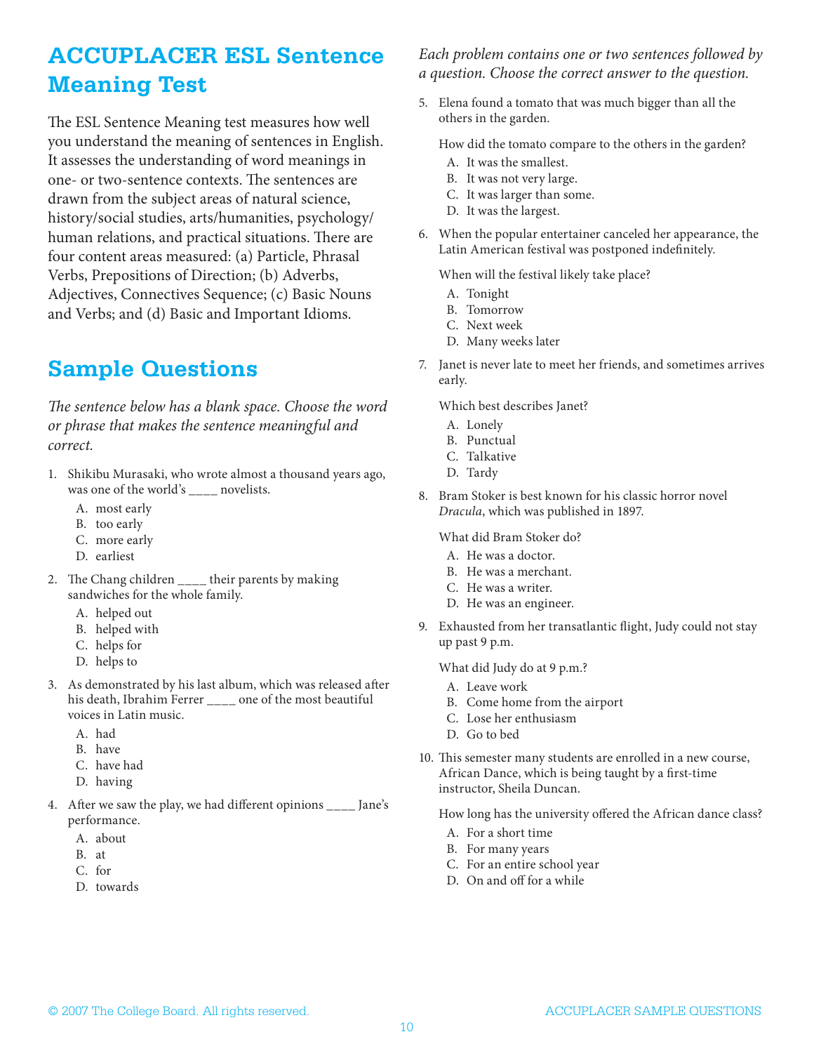## ACCUPLACER ESL Sentence Meaning Test

The ESL Sentence Meaning test measures how well you understand the meaning of sentences in English. It assesses the understanding of word meanings in one- or two-sentence contexts. The sentences are drawn from the subject areas of natural science, history/social studies, arts/humanities, psychology/human relations, and practical situations. There are four content areas measured: (a) Particle, Phrasal Verbs, Prepositions of Direction; (b) Adverbs, Adjectives, Connectives Sequence; (c) Basic Nouns and Verbs; and (d) Basic and Important Idioms.

## Sample Questions

*The sentence below has a blank space. Choose the word or phrase that makes the sentence meaningful and correct.*

1. Shikibu Murasaki, who wrote almost a thousand years ago, was one of the world's ____ novelists.
   A. most early
   B. too early
   C. more early
   D. earliest

2. The Chang children ____ their parents by making sandwiches for the whole family.
   A. helped out
   B. helped with
   C. helps for
   D. helps to

3. As demonstrated by his last album, which was released after his death, Ibrahim Ferrer ____ one of the most beautiful voices in Latin music.
   A. had
   B. have
   C. have had
   D. having

4. After we saw the play, we had different opinions ____ Jane's performance.
   A. about
   B. at
   C. for
   D. towards

*Each problem contains one or two sentences followed by a question. Choose the correct answer to the question.*

5. Elena found a tomato that was much bigger than all the others in the garden.

   How did the tomato compare to the others in the garden?
   A. It was the smallest.
   B. It was not very large.
   C. It was larger than some.
   D. It was the largest.

6. When the popular entertainer canceled her appearance, the Latin American festival was postponed indefinitely.

   When will the festival likely take place?
   A. Tonight
   B. Tomorrow
   C. Next week
   D. Many weeks later

7. Janet is never late to meet her friends, and sometimes arrives early.

   Which best describes Janet?
   A. Lonely
   B. Punctual
   C. Talkative
   D. Tardy

8. Bram Stoker is best known for his classic horror novel *Dracula*, which was published in 1897.

   What did Bram Stoker do?
   A. He was a doctor.
   B. He was a merchant.
   C. He was a writer.
   D. He was an engineer.

9. Exhausted from her transatlantic flight, Judy could not stay up past 9 p.m.

   What did Judy do at 9 p.m.?
   A. Leave work
   B. Come home from the airport
   C. Lose her enthusiasm
   D. Go to bed

10. This semester many students are enrolled in a new course, African Dance, which is being taught by a first-time instructor, Sheila Duncan.

    How long has the university offered the African dance class?
    A. For a short time
    B. For many years
    C. For an entire school year
    D. On and off for a while

© 2007 The College Board. All rights reserved.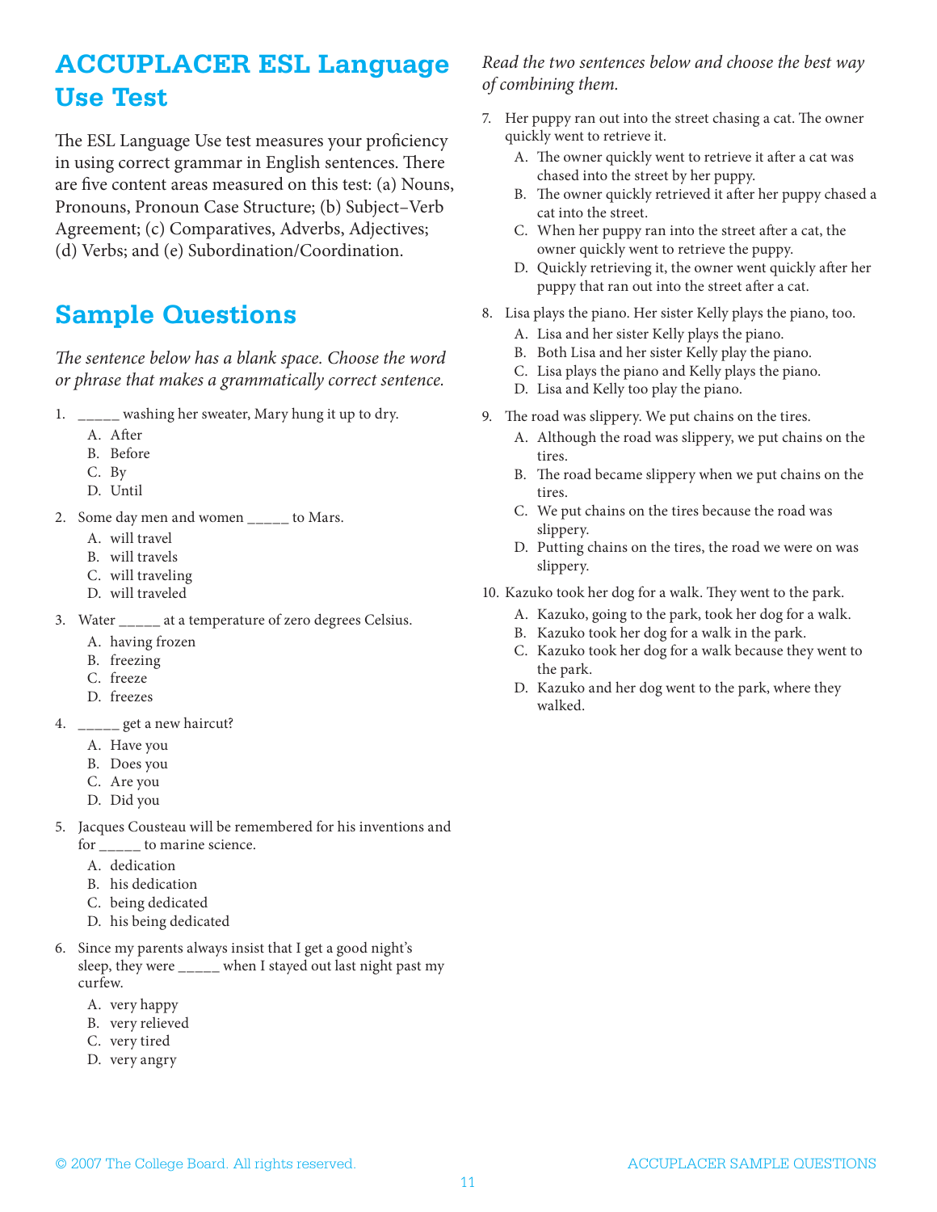# ACCUPLACER ESL Language Use Test

The ESL Language Use test measures your proficiency in using correct grammar in English sentences. There are five content areas measured on this test: (a) Nouns, Pronouns, Pronoun Case Structure; (b) Subject–Verb Agreement; (c) Comparatives, Adverbs, Adjectives; (d) Verbs; and (e) Subordination/Coordination.

# Sample Questions

*The sentence below has a blank space. Choose the word or phrase that makes a grammatically correct sentence.*

1. _____ washing her sweater, Mary hung it up to dry.
   A. After
   B. Before
   C. By
   D. Until

2. Some day men and women _____ to Mars.
   A. will travel
   B. will travels
   C. will traveling
   D. will traveled

3. Water _____ at a temperature of zero degrees Celsius.
   A. having frozen
   B. freezing
   C. freeze
   D. freezes

4. _____ get a new haircut?
   A. Have you
   B. Does you
   C. Are you
   D. Did you

5. Jacques Cousteau will be remembered for his inventions and for _____ to marine science.
   A. dedication
   B. his dedication
   C. being dedicated
   D. his being dedicated

6. Since my parents always insist that I get a good night's sleep, they were _____ when I stayed out last night past my curfew.
   A. very happy
   B. very relieved
   C. very tired
   D. very angry

*Read the two sentences below and choose the best way of combining them.*

7. Her puppy ran out into the street chasing a cat. The owner quickly went to retrieve it.
   A. The owner quickly went to retrieve it after a cat was chased into the street by her puppy.
   B. The owner quickly retrieved it after her puppy chased a cat into the street.
   C. When her puppy ran into the street after a cat, the owner quickly went to retrieve the puppy.
   D. Quickly retrieving it, the owner went quickly after her puppy that ran out into the street after a cat.

8. Lisa plays the piano. Her sister Kelly plays the piano, too.
   A. Lisa and her sister Kelly plays the piano.
   B. Both Lisa and her sister Kelly play the piano.
   C. Lisa plays the piano and Kelly plays the piano.
   D. Lisa and Kelly too play the piano.

9. The road was slippery. We put chains on the tires.
   A. Although the road was slippery, we put chains on the tires.
   B. The road became slippery when we put chains on the tires.
   C. We put chains on the tires because the road was slippery.
   D. Putting chains on the tires, the road we were on was slippery.

10. Kazuko took her dog for a walk. They went to the park.
    A. Kazuko, going to the park, took her dog for a walk.
    B. Kazuko took her dog for a walk in the park.
    C. Kazuko took her dog for a walk because they went to the park.
    D. Kazuko and her dog went to the park, where they walked.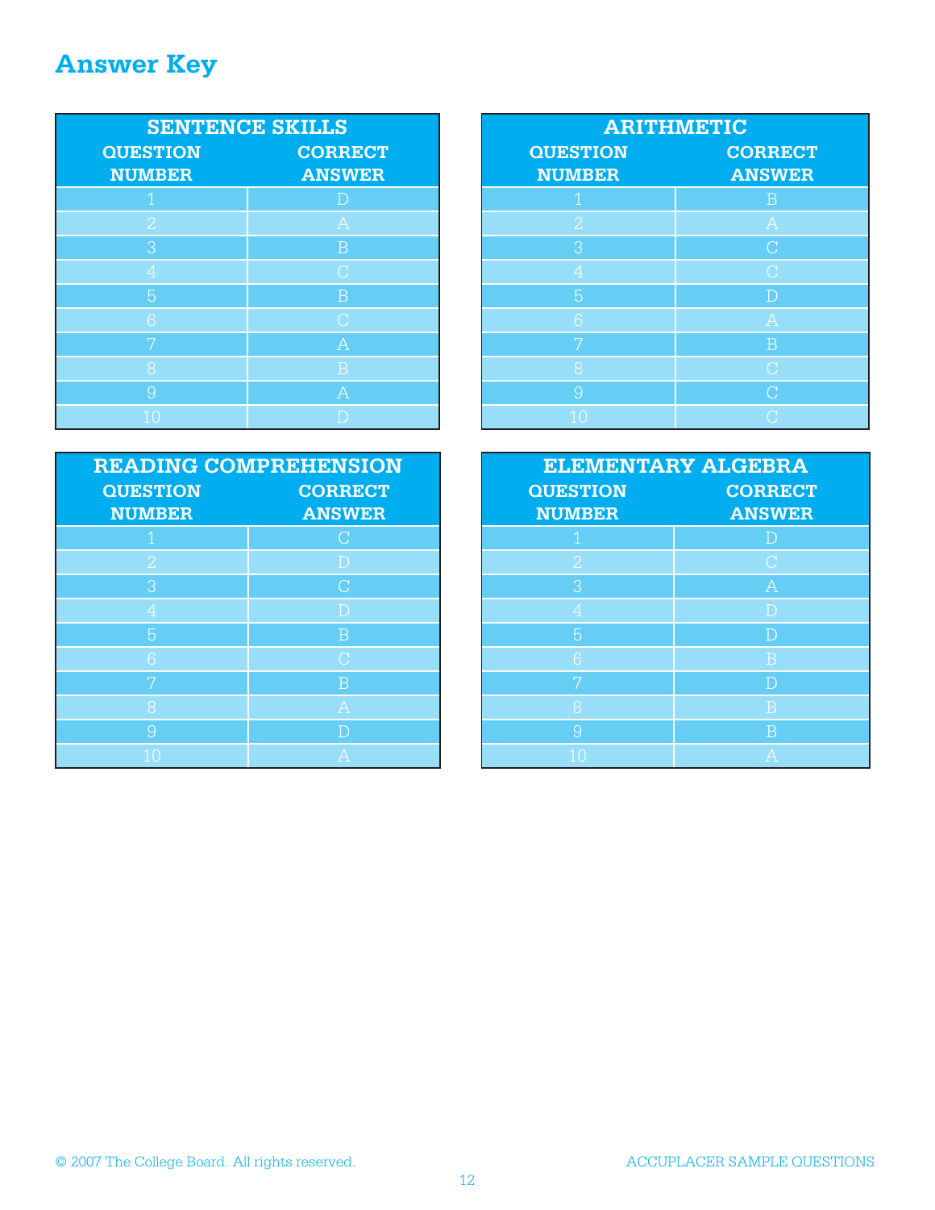# Answer Key

| SENTENCE SKILLS | |
|---|---|
| QUESTION NUMBER | CORRECT ANSWER |
| 1 | D |
| 2 | A |
| 3 | B |
| 4 | C |
| 5 | B |
| 6 | C |
| 7 | A |
| 8 | B |
| 9 | A |
| 10 | D |

| ARITHMETIC | |
|---|---|
| QUESTION NUMBER | CORRECT ANSWER |
| 1 | B |
| 2 | A |
| 3 | C |
| 4 | C |
| 5 | D |
| 6 | A |
| 7 | B |
| 8 | C |
| 9 | C |
| 10 | C |

| READING COMPREHENSION | |
|---|---|
| QUESTION NUMBER | CORRECT ANSWER |
| 1 | C |
| 2 | D |
| 3 | C |
| 4 | D |
| 5 | B |
| 6 | C |
| 7 | B |
| 8 | A |
| 9 | D |
| 10 | A |

| ELEMENTARY ALGEBRA | |
|---|---|
| QUESTION NUMBER | CORRECT ANSWER |
| 1 | D |
| 2 | C |
| 3 | A |
| 4 | D |
| 5 | D |
| 6 | B |
| 7 | D |
| 8 | B |
| 9 | B |
| 10 | A |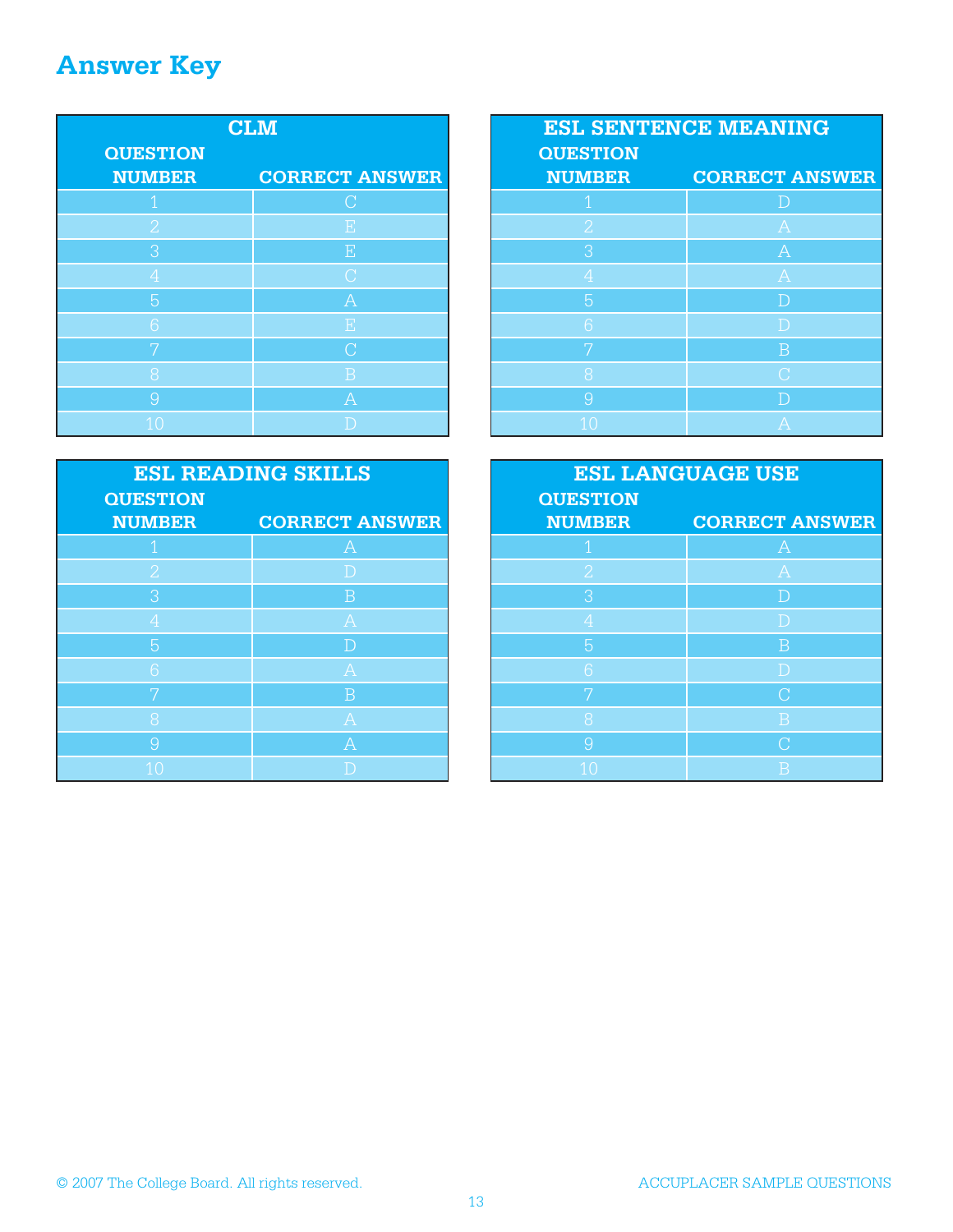# Answer Key

| CLM | |
|---|---|
| QUESTION NUMBER | CORRECT ANSWER |
| 1 | C |
| 2 | E |
| 3 | E |
| 4 | C |
| 5 | A |
| 6 | E |
| 7 | C |
| 8 | B |
| 9 | A |
| 10 | D |

| ESL SENTENCE MEANING | |
|---|---|
| QUESTION NUMBER | CORRECT ANSWER |
| 1 | D |
| 2 | A |
| 3 | A |
| 4 | A |
| 5 | D |
| 6 | D |
| 7 | B |
| 8 | C |
| 9 | D |
| 10 | A |

| ESL READING SKILLS | |
|---|---|
| QUESTION NUMBER | CORRECT ANSWER |
| 1 | A |
| 2 | D |
| 3 | B |
| 4 | A |
| 5 | D |
| 6 | A |
| 7 | B |
| 8 | A |
| 9 | A |
| 10 | D |

| ESL LANGUAGE USE | |
|---|---|
| QUESTION NUMBER | CORRECT ANSWER |
| 1 | A |
| 2 | A |
| 3 | D |
| 4 | D |
| 5 | B |
| 6 | D |
| 7 | C |
| 8 | B |
| 9 | C |
| 10 | B |